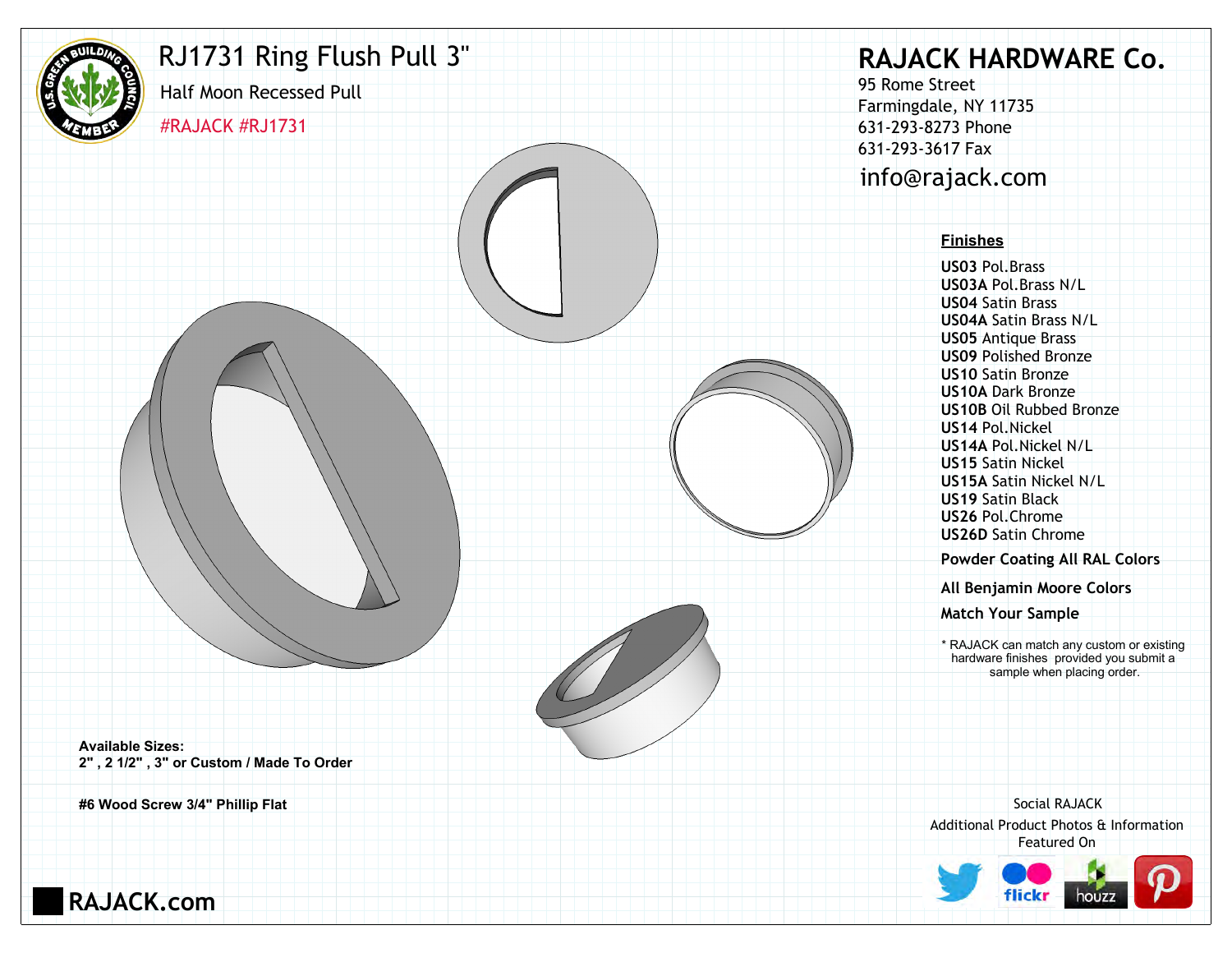# RJ1731 Ring Flush Pull 3"

Half Moon Recessed Pull

#RAJACK #RJ1731

## RAJACK HARDWARE Co.

95 Rome Street
Farmingdale, NY 11735
631-293-8273 Phone
631-293-3617 Fax
info@rajack.com

**Finishes**

**US03** Pol.Brass
**US03A** Pol.Brass N/L
**US04** Satin Brass
**US04A** Satin Brass N/L
**US05** Antique Brass
**US09** Polished Bronze
**US10** Satin Bronze
**US10A** Dark Bronze
**US10B** Oil Rubbed Bronze
**US14** Pol.Nickel
**US14A** Pol.Nickel N/L
**US15** Satin Nickel
**US15A** Satin Nickel N/L
**US19** Satin Black
**US26** Pol.Chrome
**US26D** Satin Chrome

**Powder Coating All RAL Colors**

**All Benjamin Moore Colors**

**Match Your Sample**

* RAJACK can match any custom or existing hardware finishes provided you submit a sample when placing order.

**Available Sizes:**
**2" , 2 1/2" , 3" or Custom / Made To Order**

**#6 Wood Screw 3/4" Phillip Flat**

Social RAJACK
Additional Product Photos & Information Featured On

**RAJACK.com**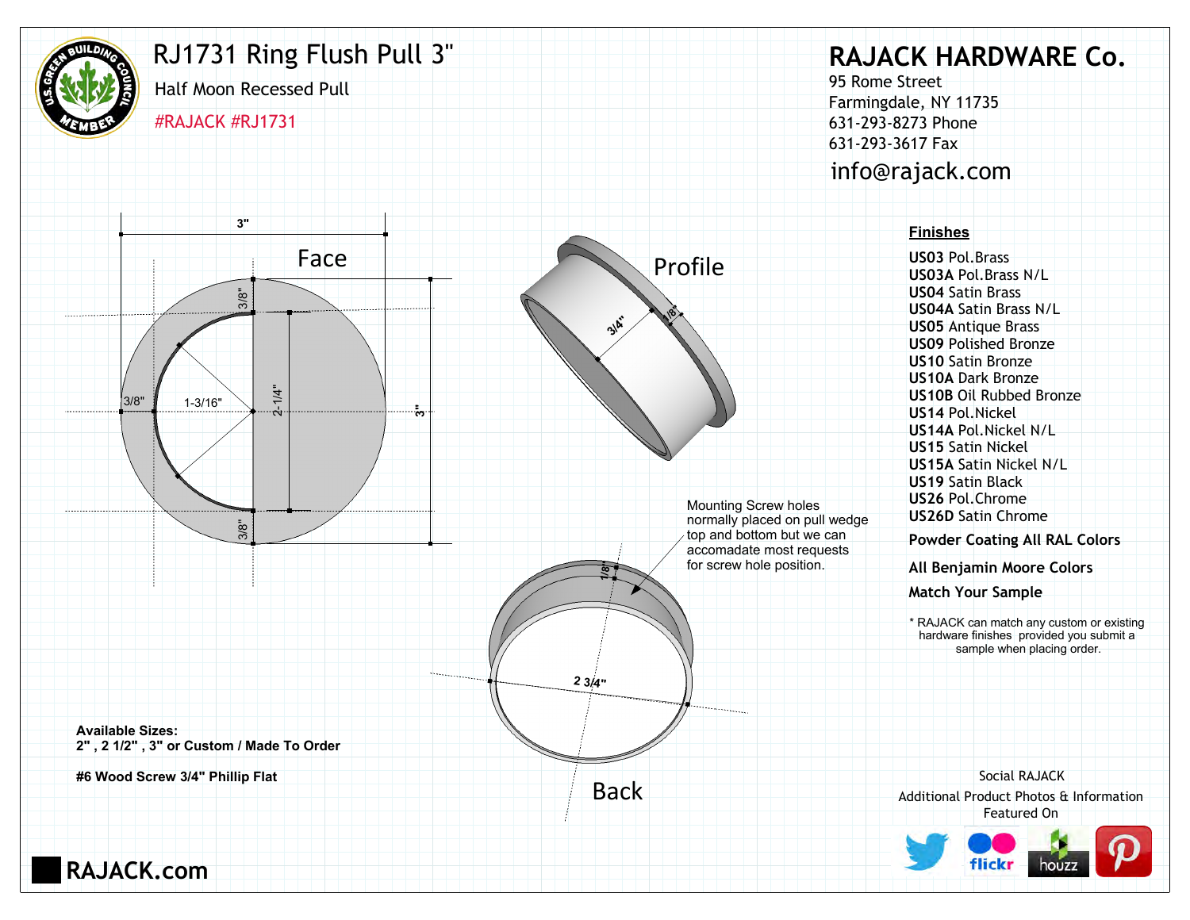# RJ1731 Ring Flush Pull 3"

Half Moon Recessed Pull

#RAJACK #RJ1731

**RAJACK HARDWARE Co.**

95 Rome Street
Farmingdale, NY 11735
631-293-8273 Phone
631-293-3617 Fax
info@rajack.com

Face

3"

3/8"

3/8"

1-3/16"

2-1/4"

3"

3/8"

Profile

3/4"

1/8"

Back

1/8"

2 3/4"

Mounting Screw holes normally placed on pull wedge top and bottom but we can accomadate most requests for screw hole position.

**Finishes**

- **US03** Pol.Brass
- **US03A** Pol.Brass N/L
- **US04** Satin Brass
- **US04A** Satin Brass N/L
- **US05** Antique Brass
- **US09** Polished Bronze
- **US10** Satin Bronze
- **US10A** Dark Bronze
- **US10B** Oil Rubbed Bronze
- **US14** Pol.Nickel
- **US14A** Pol.Nickel N/L
- **US15** Satin Nickel
- **US15A** Satin Nickel N/L
- **US19** Satin Black
- **US26** Pol.Chrome
- **US26D** Satin Chrome

**Powder Coating All RAL Colors**

**All Benjamin Moore Colors**

**Match Your Sample**

\* RAJACK can match any custom or existing hardware finishes provided you submit a sample when placing order.

**Available Sizes:**
**2" , 2 1/2" , 3" or Custom / Made To Order**

**#6 Wood Screw 3/4" Phillip Flat**

Social RAJACK
Additional Product Photos & Information Featured On

**RAJACK.com**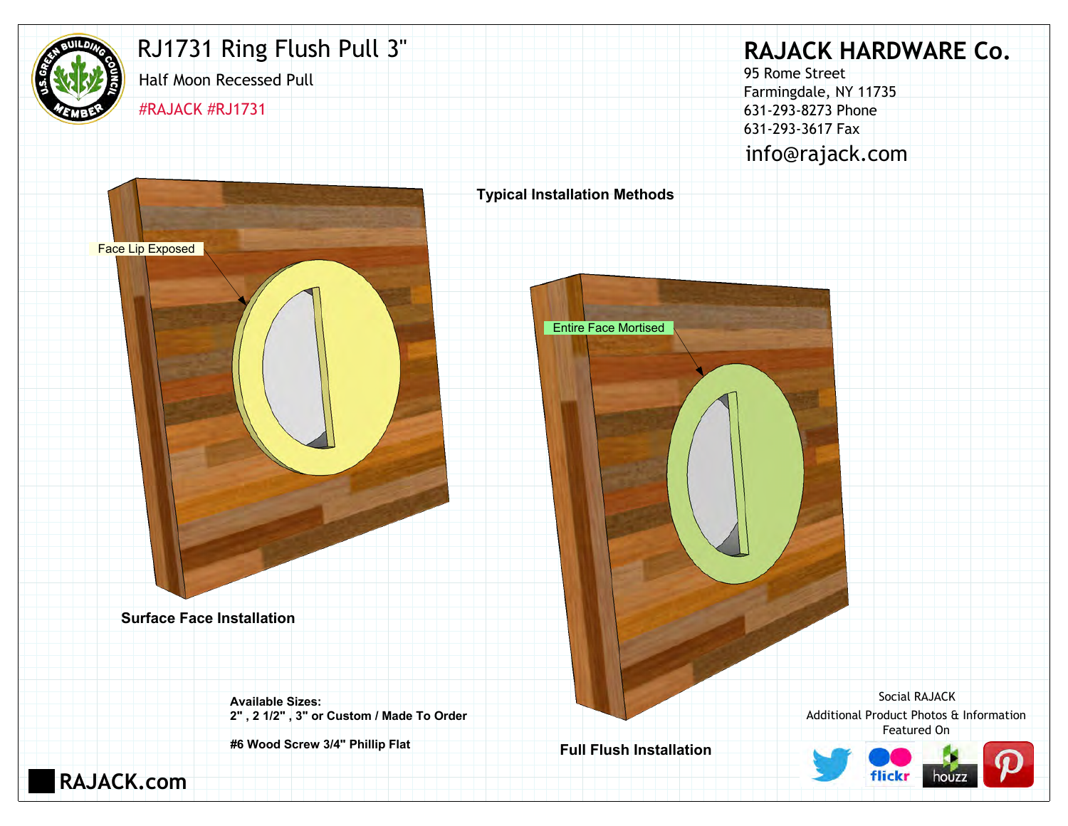# RJ1731 Ring Flush Pull 3"

Half Moon Recessed Pull

#RAJACK #RJ1731

## RAJACK HARDWARE Co.

95 Rome Street
Farmingdale, NY 11735
631-293-8273 Phone
631-293-3617 Fax
info@rajack.com

**Typical Installation Methods**

Face Lip Exposed

**Surface Face Installation**

Entire Face Mortised

**Full Flush Installation**

**Available Sizes:**
**2" , 2 1/2" , 3" or Custom / Made To Order**

**#6 Wood Screw 3/4" Phillip Flat**

Social RAJACK
Additional Product Photos & Information
Featured On

RAJACK.com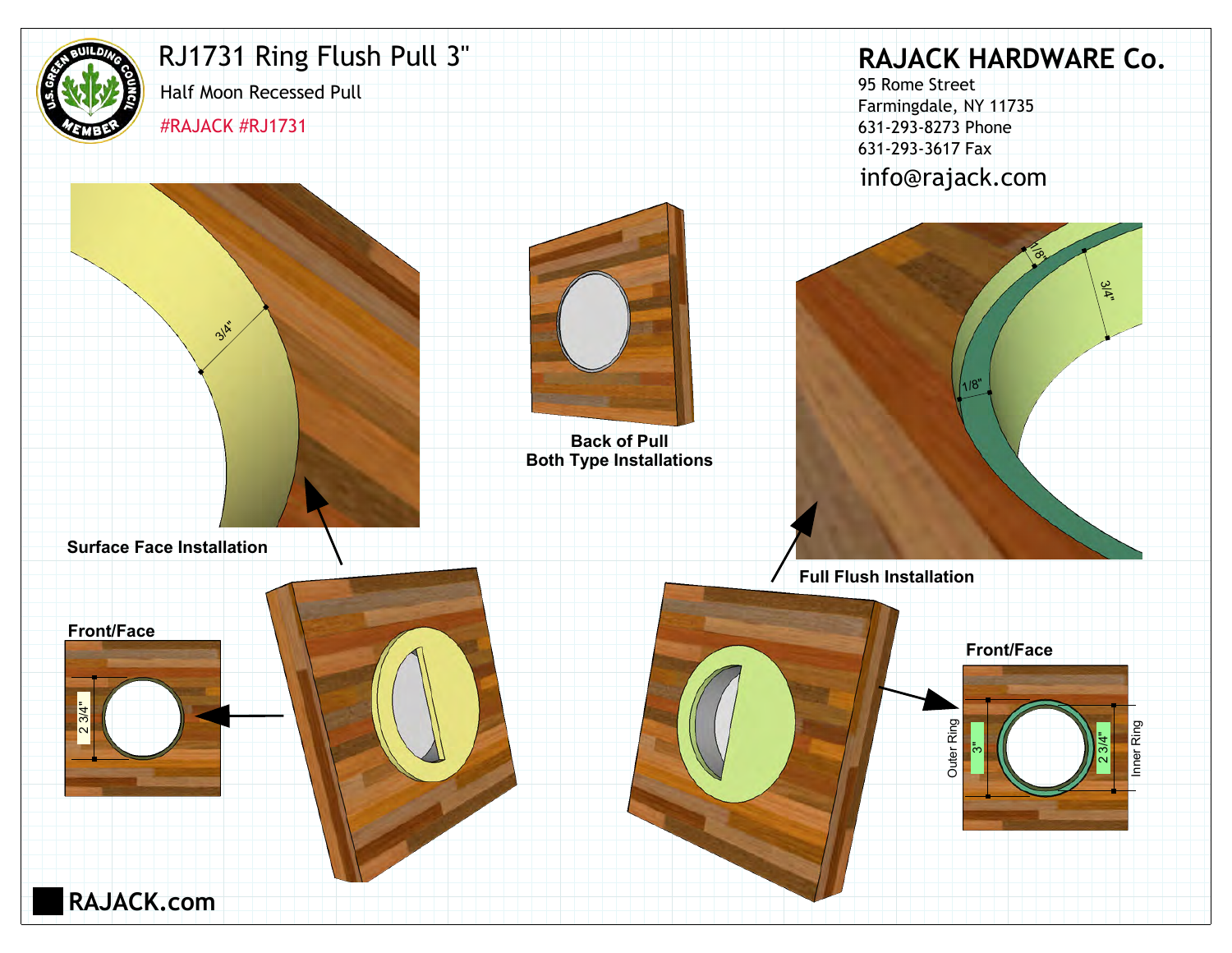# RJ1731 Ring Flush Pull 3"

Half Moon Recessed Pull

#RAJACK #RJ1731

**RAJACK HARDWARE Co.**

95 Rome Street
Farmingdale, NY 11735
631-293-8273 Phone
631-293-3617 Fax
info@rajack.com

3/4"

**Surface Face Installation**

**Back of Pull**
**Both Type Installations**

1/8"
3/4"
1/8"

**Full Flush Installation**

**Front/Face**

2 3/4"

**Front/Face**

Outer Ring
3"
2 3/4"
Inner Ring

RAJACK.com